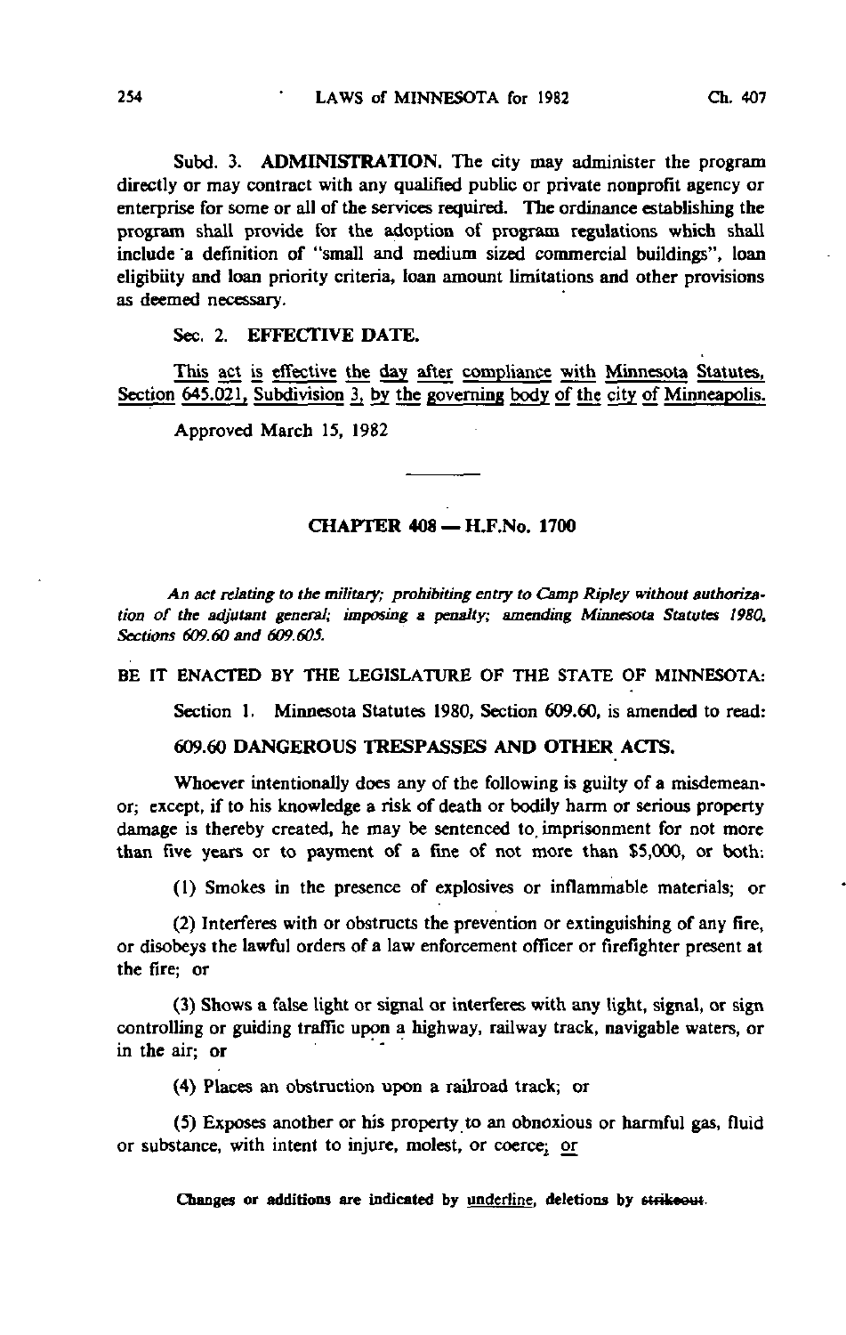Subd. 3. **ADMINISTRATION.** The city may administer the program directly or may contract with any qualified public or private nonprofit agency or enterprise for some or all of the services required. The ordinance establishing the program shall provide for the adoption of program regulations which shall include a definition of "small and medium sized commercial buildings", loan eligibiity and loan priority criteria, loan amount limitations and other provisions as deemed necessary.

Sec. 2. **EFFECTIVE DATE.**

<u>This act is effective the day after compliance with Minnesota Statutes, Section 645.021, Subdivision 3, by the governing body of the city of Minneapolis.</u>

Approved March 15, 1982

---

## CHAPTER 408 — H.F.No. 1700

*An act relating to the military; prohibiting entry to Camp Ripley without authorization of the adjutant general; imposing a penalty; amending Minnesota Statutes 1980, Sections 609.60 and 609.605.*

BE IT ENACTED BY THE LEGISLATURE OF THE STATE OF MINNESOTA:

Section 1. Minnesota Statutes 1980, Section 609.60, is amended to read:

### 609.60 DANGEROUS TRESPASSES AND OTHER ACTS.

Whoever intentionally does any of the following is guilty of a misdemeanor; except, if to his knowledge a risk of death or bodily harm or serious property damage is thereby created, he may be sentenced to imprisonment for not more than five years or to payment of a fine of not more than $5,000, or both:

(1) Smokes in the presence of explosives or inflammable materials; or

(2) Interferes with or obstructs the prevention or extinguishing of any fire, or disobeys the lawful orders of a law enforcement officer or firefighter present at the fire; or

(3) Shows a false light or signal or interferes with any light, signal, or sign controlling or guiding traffic upon a highway, railway track, navigable waters, or in the air; or

(4) Places an obstruction upon a railroad track; or

(5) Exposes another or his property to an obnoxious or harmful gas, fluid or substance, with intent to injure, molest, or coerce; <u>or</u>

Changes or additions are indicated by <u>underline</u>, deletions by ~~strikeout~~.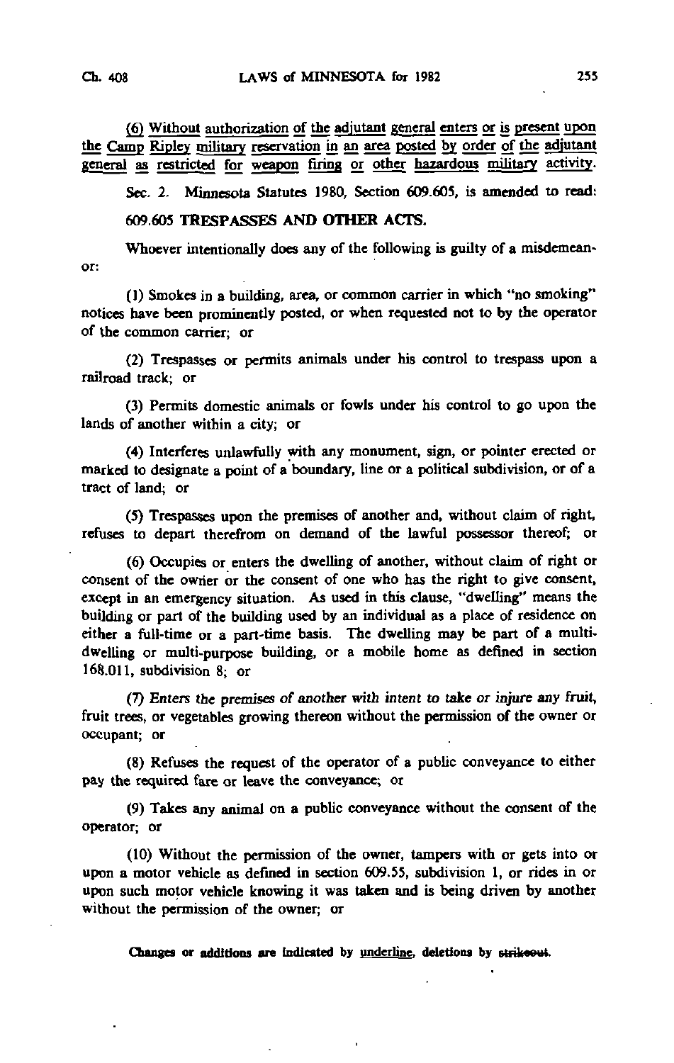(6) Without authorization of the adjutant general enters or is present upon the Camp Ripley military reservation in an area posted by order of the adjutant general as restricted for weapon firing or other hazardous military activity.

Sec. 2. Minnesota Statutes 1980, Section 609.605, is amended to read:

609.605 **TRESPASSES AND OTHER ACTS.**

Whoever intentionally does any of the following is guilty of a misdemeanor:

(1) Smokes in a building, area, or common carrier in which "no smoking" notices have been prominently posted, or when requested not to by the operator of the common carrier; or

(2) Trespasses or permits animals under his control to trespass upon a railroad track; or

(3) Permits domestic animals or fowls under his control to go upon the lands of another within a city; or

(4) Interferes unlawfully with any monument, sign, or pointer erected or marked to designate a point of a boundary, line or a political subdivision, or of a tract of land; or

(5) Trespasses upon the premises of another and, without claim of right, refuses to depart therefrom on demand of the lawful possessor thereof; or

(6) Occupies or enters the dwelling of another, without claim of right or consent of the owner or the consent of one who has the right to give consent, except in an emergency situation. As used in this clause, "dwelling" means the building or part of the building used by an individual as a place of residence on either a full-time or a part-time basis. The dwelling may be part of a multi-dwelling or multi-purpose building, or a mobile home as defined in section 168.011, subdivision 8; or

(7) Enters the premises of another with intent to take or injure any fruit, fruit trees, or vegetables growing thereon without the permission of the owner or occupant; or

(8) Refuses the request of the operator of a public conveyance to either pay the required fare or leave the conveyance; or

(9) Takes any animal on a public conveyance without the consent of the operator; or

(10) Without the permission of the owner, tampers with or gets into or upon a motor vehicle as defined in section 609.55, subdivision 1, or rides in or upon such motor vehicle knowing it was taken and is being driven by another without the permission of the owner; or

Changes or additions are indicated by underline, deletions by ~~strikeout~~.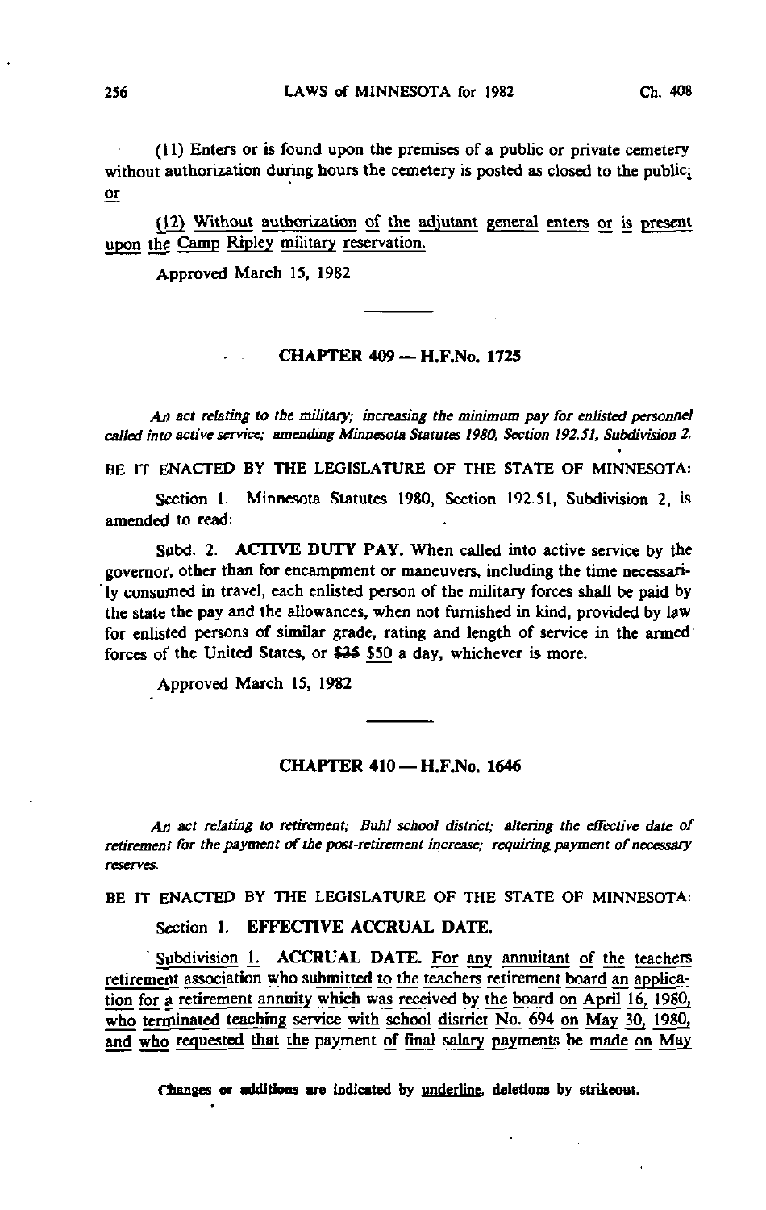(11) Enters or is found upon the premises of a public or private cemetery without authorization during hours the cemetery is posted as closed to the public; or

(12) Without authorization of the adjutant general enters or is present upon the Camp Ripley military reservation.

Approved March 15, 1982

---

## CHAPTER 409 — H.F.No. 1725

*An act relating to the military; increasing the minimum pay for enlisted personnel called into active service; amending Minnesota Statutes 1980, Section 192.51, Subdivision 2.*

BE IT ENACTED BY THE LEGISLATURE OF THE STATE OF MINNESOTA:

Section 1. Minnesota Statutes 1980, Section 192.51, Subdivision 2, is amended to read:

Subd. 2. **ACTIVE DUTY PAY.** When called into active service by the governor, other than for encampment or maneuvers, including the time necessarily consumed in travel, each enlisted person of the military forces shall be paid by the state the pay and the allowances, when not furnished in kind, provided by law for enlisted persons of similar grade, rating and length of service in the armed forces of the United States, or ~~$35~~ $50 a day, whichever is more.

Approved March 15, 1982

---

## CHAPTER 410 — H.F.No. 1646

*An act relating to retirement; Buhl school district; altering the effective date of retirement for the payment of the post-retirement increase; requiring payment of necessary reserves.*

BE IT ENACTED BY THE LEGISLATURE OF THE STATE OF MINNESOTA:

Section 1. **EFFECTIVE ACCRUAL DATE.**

Subdivision 1. **ACCRUAL DATE.** For any annuitant of the teachers retirement association who submitted to the teachers retirement board an application for a retirement annuity which was received by the board on April 16, 1980, who terminated teaching service with school district No. 694 on May 30, 1980, and who requested that the payment of final salary payments be made on May

Changes or additions are indicated by underline, deletions by ~~strikeout~~.